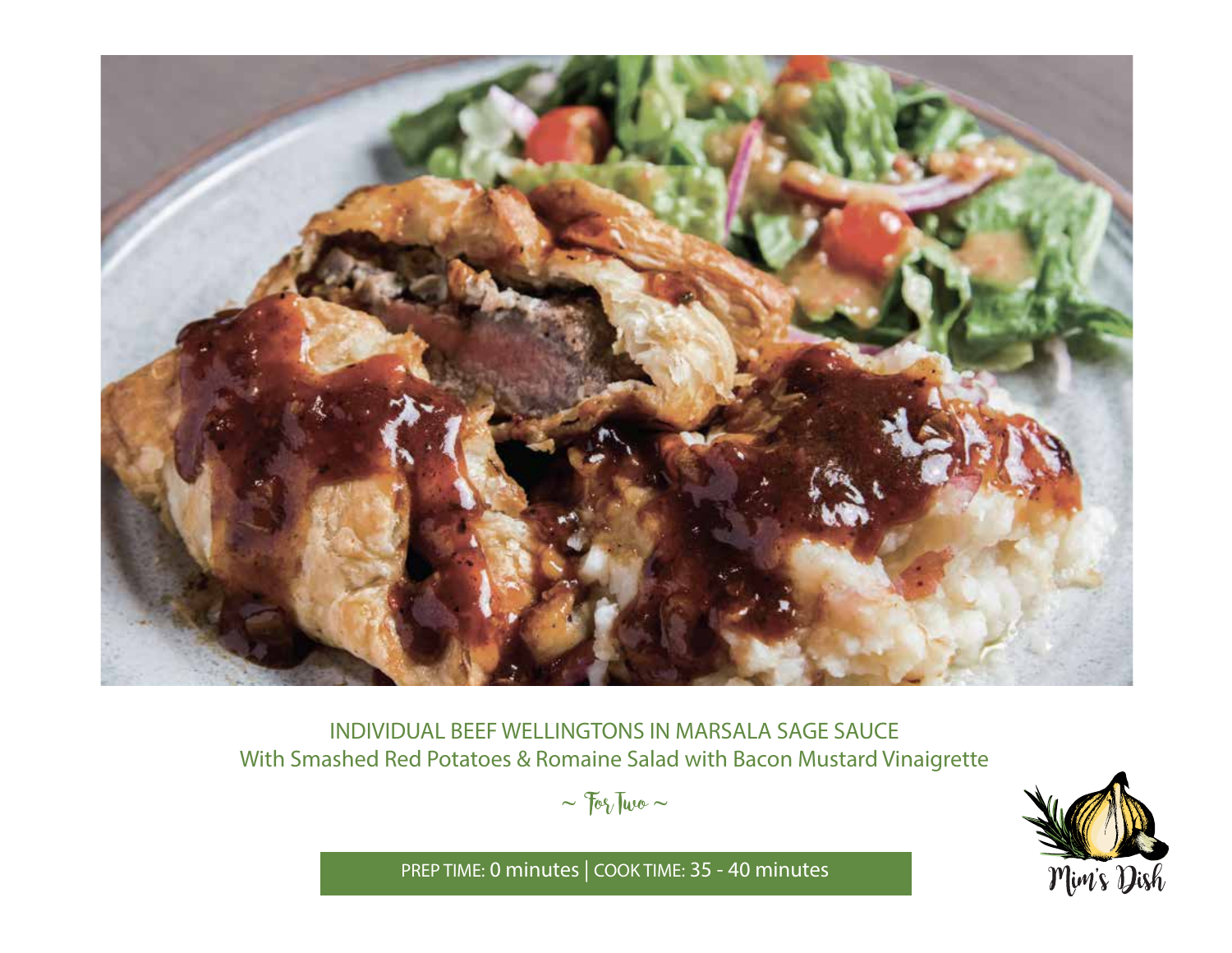# INDIVIDUAL BEEF WELLINGTONS IN MARSALA SAGE SAUCE

## With Smashed Red Potatoes & Romaine Salad with Bacon Mustard Vinaigrette

~ For Two ~

PREP TIME: 0 minutes | COOK TIME: 35 - 40 minutes

Mim's Dish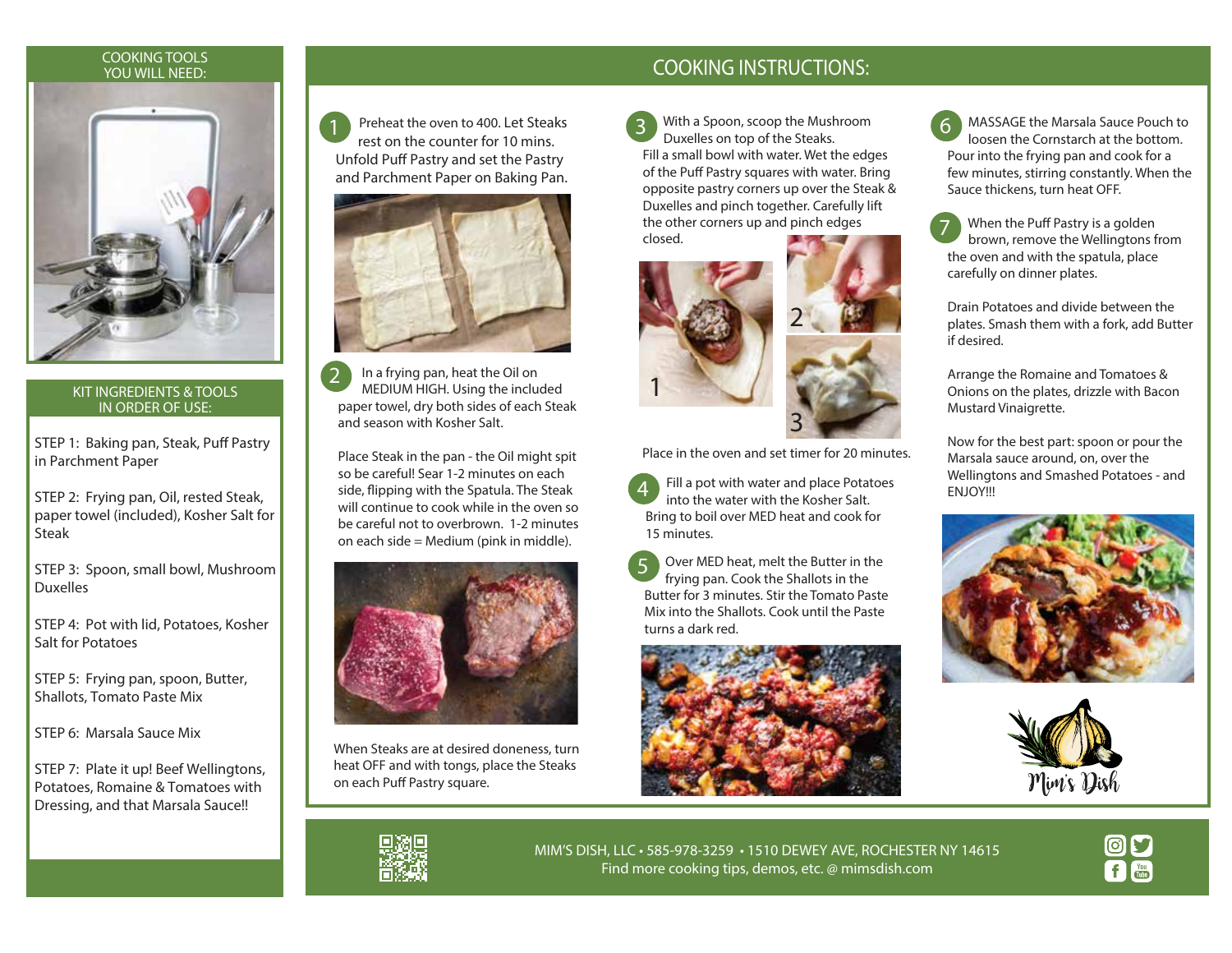## COOKING TOOLS YOU WILL NEED:

## KIT INGREDIENTS & TOOLS IN ORDER OF USE:

STEP 1: Baking pan, Steak, Puff Pastry in Parchment Paper

STEP 2: Frying pan, Oil, rested Steak, paper towel (included), Kosher Salt for Steak

STEP 3: Spoon, small bowl, Mushroom Duxelles

STEP 4: Pot with lid, Potatoes, Kosher Salt for Potatoes

STEP 5: Frying pan, spoon, Butter, Shallots, Tomato Paste Mix

STEP 6: Marsala Sauce Mix

STEP 7: Plate it up! Beef Wellingtons, Potatoes, Romaine & Tomatoes with Dressing, and that Marsala Sauce!!

# COOKING INSTRUCTIONS:

1. Preheat the oven to 400. Let Steaks rest on the counter for 10 mins. Unfold Puff Pastry and set the Pastry and Parchment Paper on Baking Pan.

2. In a frying pan, heat the Oil on MEDIUM HIGH. Using the included paper towel, dry both sides of each Steak and season with Kosher Salt.

   Place Steak in the pan - the Oil might spit so be careful! Sear 1-2 minutes on each side, flipping with the Spatula. The Steak will continue to cook while in the oven so be careful not to overbrown. 1-2 minutes on each side = Medium (pink in middle).

   When Steaks are at desired doneness, turn heat OFF and with tongs, place the Steaks on each Puff Pastry square.

3. With a Spoon, scoop the Mushroom Duxelles on top of the Steaks. Fill a small bowl with water. Wet the edges of the Puff Pastry squares with water. Bring opposite pastry corners up over the Steak & Duxelles and pinch together. Carefully lift the other corners up and pinch edges closed.

   1 2 3

   Place in the oven and set timer for 20 minutes.

4. Fill a pot with water and place Potatoes into the water with the Kosher Salt. Bring to boil over MED heat and cook for 15 minutes.

5. Over MED heat, melt the Butter in the frying pan. Cook the Shallots in the Butter for 3 minutes. Stir the Tomato Paste Mix into the Shallots. Cook until the Paste turns a dark red.

6. MASSAGE the Marsala Sauce Pouch to loosen the Cornstarch at the bottom. Pour into the frying pan and cook for a few minutes, stirring constantly. When the Sauce thickens, turn heat OFF.

7. When the Puff Pastry is a golden brown, remove the Wellingtons from the oven and with the spatula, place carefully on dinner plates.

   Drain Potatoes and divide between the plates. Smash them with a fork, add Butter if desired.

   Arrange the Romaine and Tomatoes & Onions on the plates, drizzle with Bacon Mustard Vinaigrette.

   Now for the best part: spoon or pour the Marsala sauce around, on, over the Wellingtons and Smashed Potatoes - and ENJOY!!!

Mim's Dish

MIM'S DISH, LLC • 585-978-3259 • 1510 DEWEY AVE, ROCHESTER NY 14615
Find more cooking tips, demos, etc. @ mimsdish.com